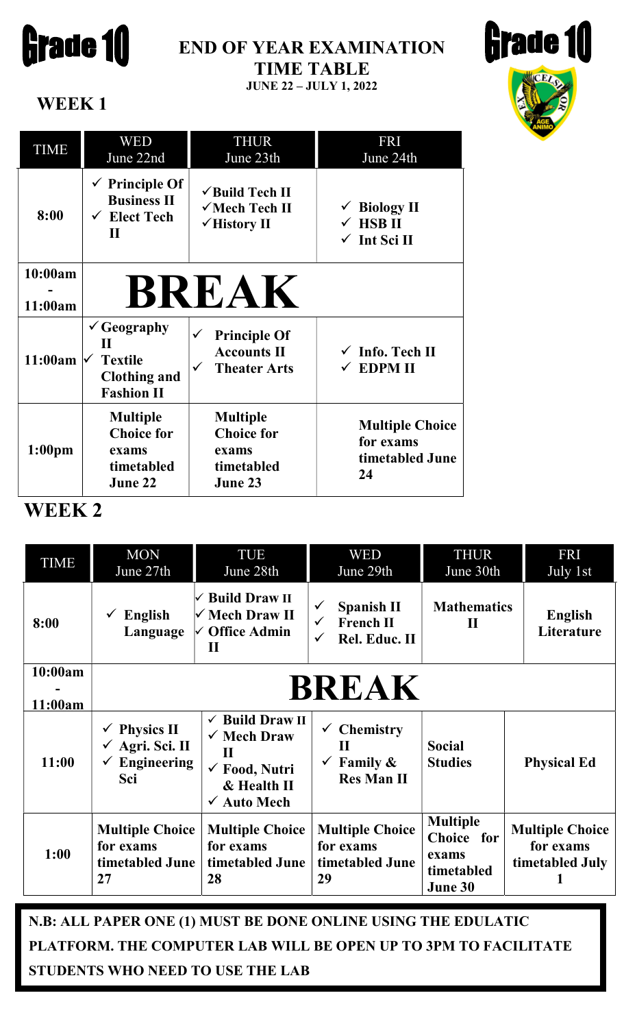# Grade 10

# END OF YEAR EXAMINATION TIME TABLE

**JUNE 22 – JULY 1, 2022**

## WEEK 1

| TIME | WED June 22nd | THUR June 23th | FRI June 24th |
|---|---|---|---|
| 8:00 | ✓ **Principle Of Business II**<br>✓ **Elect Tech II** | ✓ **Build Tech II**<br>✓ **Mech Tech II**<br>✓ **History II** | ✓ **Biology II**<br>✓ **HSB II**<br>✓ **Int Sci II** |
| 10:00am - 11:00am | **BREAK** | | |
| 11:00am | ✓ **Geography II**<br>✓ **Textile Clothing and Fashion II** | ✓ **Principle Of Accounts II**<br>✓ **Theater Arts** | ✓ **Info. Tech II**<br>✓ **EDPM II** |
| 1:00pm | **Multiple Choice for exams timetabled June 22** | **Multiple Choice for exams timetabled June 23** | **Multiple Choice for exams timetabled June 24** |

## WEEK 2

| TIME | MON June 27th | TUE June 28th | WED June 29th | THUR June 30th | FRI July 1st |
|---|---|---|---|---|---|
| 8:00 | ✓ **English Language** | ✓ **Build Draw II**<br>✓ **Mech Draw II**<br>✓ **Office Admin II** | ✓ **Spanish II**<br>✓ **French II**<br>✓ **Rel. Educ. II** | **Mathematics II** | **English Literature** |
| 10:00am - 11:00am | **BREAK** | | | | |
| 11:00 | ✓ **Physics II**<br>✓ **Agri. Sci. II**<br>✓ **Engineering Sci** | ✓ **Build Draw II**<br>✓ **Mech Draw II**<br>✓ **Food, Nutri & Health II**<br>✓ **Auto Mech** | ✓ **Chemistry II**<br>✓ **Family & Res Man II** | **Social Studies** | **Physical Ed** |
| 1:00 | **Multiple Choice for exams timetabled June 27** | **Multiple Choice for exams timetabled June 28** | **Multiple Choice for exams timetabled June 29** | **Multiple Choice for exams timetabled June 30** | **Multiple Choice for exams timetabled July 1** |

**N.B: ALL PAPER ONE (1) MUST BE DONE ONLINE USING THE EDULATIC PLATFORM. THE COMPUTER LAB WILL BE OPEN UP TO 3PM TO FACILITATE STUDENTS WHO NEED TO USE THE LAB**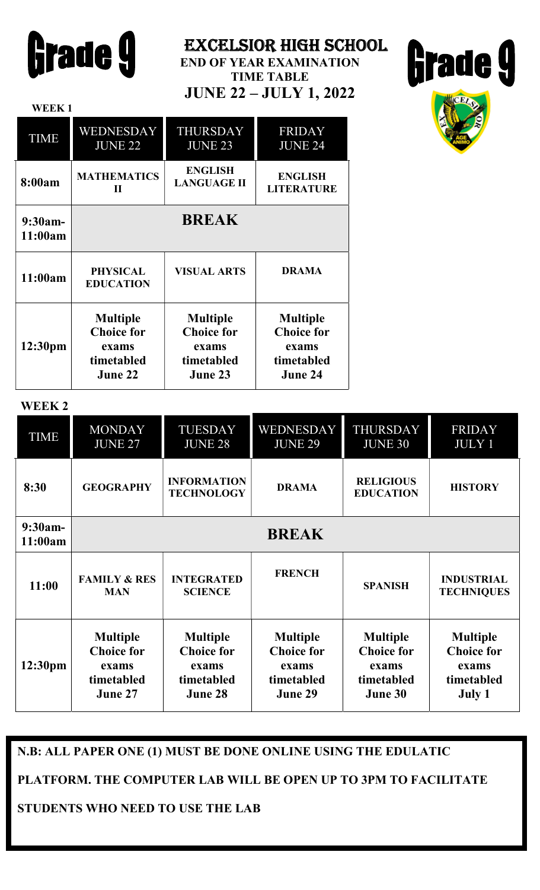Grade 9

# EXCELSIOR HIGH SCHOOL

**END OF YEAR EXAMINATION TIME TABLE**

**JUNE 22 – JULY 1, 2022**

Grade 9

**WEEK 1**

| TIME | WEDNESDAY JUNE 22 | THURSDAY JUNE 23 | FRIDAY JUNE 24 |
|---|---|---|---|
| **8:00am** | **MATHEMATICS II** | **ENGLISH LANGUAGE II** | **ENGLISH LITERATURE** |
| **9:30am-11:00am** | **BREAK** | | |
| **11:00am** | **PHYSICAL EDUCATION** | **VISUAL ARTS** | **DRAMA** |
| **12:30pm** | **Multiple Choice for exams timetabled June 22** | **Multiple Choice for exams timetabled June 23** | **Multiple Choice for exams timetabled June 24** |

**WEEK 2**

| TIME | MONDAY JUNE 27 | TUESDAY JUNE 28 | WEDNESDAY JUNE 29 | THURSDAY JUNE 30 | FRIDAY JULY 1 |
|---|---|---|---|---|---|
| **8:30** | **GEOGRAPHY** | **INFORMATION TECHNOLOGY** | **DRAMA** | **RELIGIOUS EDUCATION** | **HISTORY** |
| **9:30am-11:00am** | **BREAK** | | | | |
| **11:00** | **FAMILY & RES MAN** | **INTEGRATED SCIENCE** | **FRENCH** | **SPANISH** | **INDUSTRIAL TECHNIQUES** |
| **12:30pm** | **Multiple Choice for exams timetabled June 27** | **Multiple Choice for exams timetabled June 28** | **Multiple Choice for exams timetabled June 29** | **Multiple Choice for exams timetabled June 30** | **Multiple Choice for exams timetabled July 1** |

**N.B: ALL PAPER ONE (1) MUST BE DONE ONLINE USING THE EDULATIC PLATFORM. THE COMPUTER LAB WILL BE OPEN UP TO 3PM TO FACILITATE STUDENTS WHO NEED TO USE THE LAB**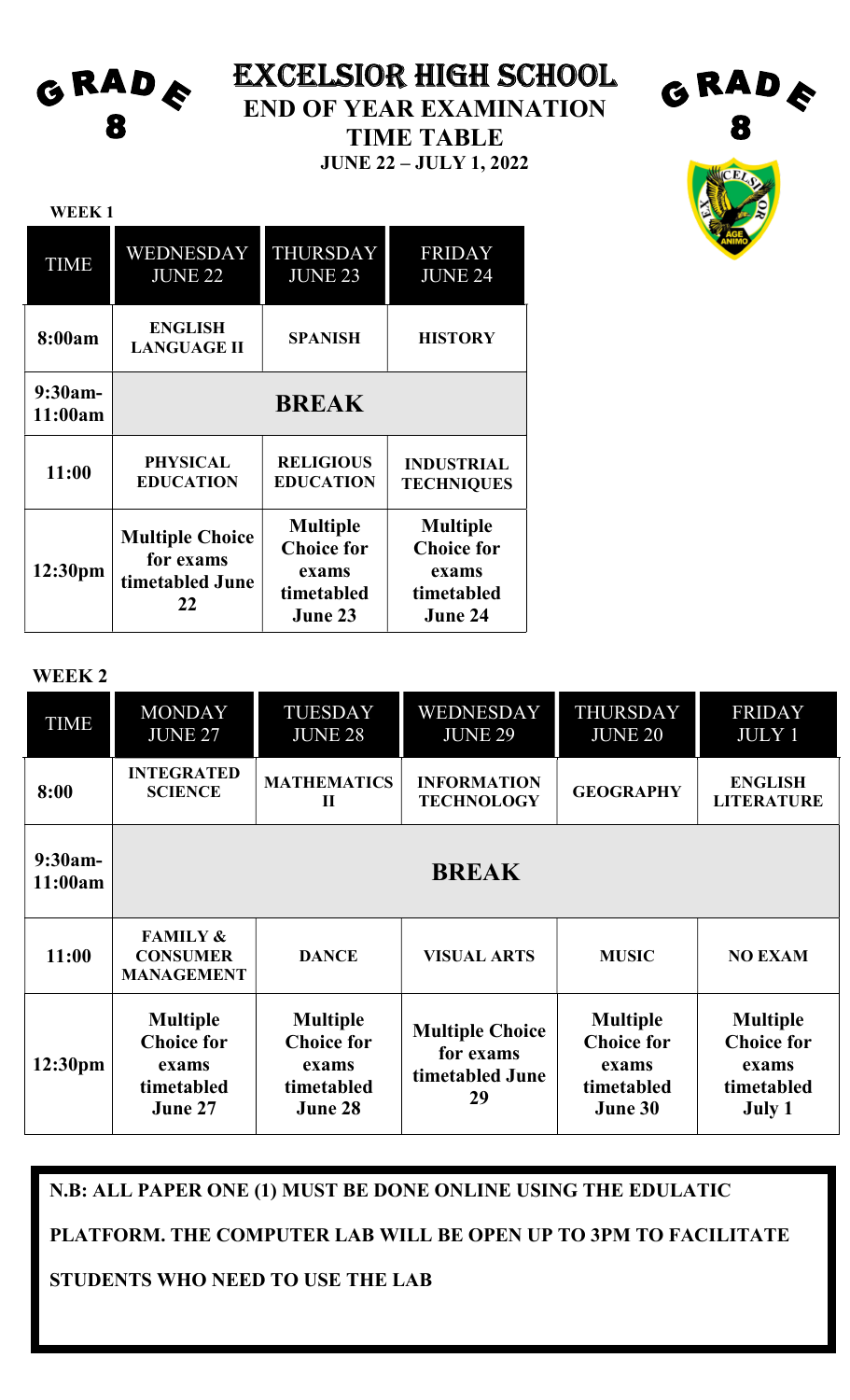GRADE 8

# EXCELSIOR HIGH SCHOOL

## END OF YEAR EXAMINATION

## TIME TABLE

### JUNE 22 – JULY 1, 2022

GRADE 8

**WEEK 1**

| TIME | WEDNESDAY JUNE 22 | THURSDAY JUNE 23 | FRIDAY JUNE 24 |
|---|---|---|---|
| **8:00am** | **ENGLISH LANGUAGE II** | **SPANISH** | **HISTORY** |
| **9:30am-11:00am** | **BREAK** | | |
| **11:00** | **PHYSICAL EDUCATION** | **RELIGIOUS EDUCATION** | **INDUSTRIAL TECHNIQUES** |
| **12:30pm** | **Multiple Choice for exams timetabled June 22** | **Multiple Choice for exams timetabled June 23** | **Multiple Choice for exams timetabled June 24** |

**WEEK 2**

| TIME | MONDAY JUNE 27 | TUESDAY JUNE 28 | WEDNESDAY JUNE 29 | THURSDAY JUNE 20 | FRIDAY JULY 1 |
|---|---|---|---|---|---|
| **8:00** | **INTEGRATED SCIENCE** | **MATHEMATICS II** | **INFORMATION TECHNOLOGY** | **GEOGRAPHY** | **ENGLISH LITERATURE** |
| **9:30am-11:00am** | **BREAK** | | | | |
| **11:00** | **FAMILY & CONSUMER MANAGEMENT** | **DANCE** | **VISUAL ARTS** | **MUSIC** | **NO EXAM** |
| **12:30pm** | **Multiple Choice for exams timetabled June 27** | **Multiple Choice for exams timetabled June 28** | **Multiple Choice for exams timetabled June 29** | **Multiple Choice for exams timetabled June 30** | **Multiple Choice for exams timetabled July 1** |

**N.B: ALL PAPER ONE (1) MUST BE DONE ONLINE USING THE EDULATIC PLATFORM. THE COMPUTER LAB WILL BE OPEN UP TO 3PM TO FACILITATE STUDENTS WHO NEED TO USE THE LAB**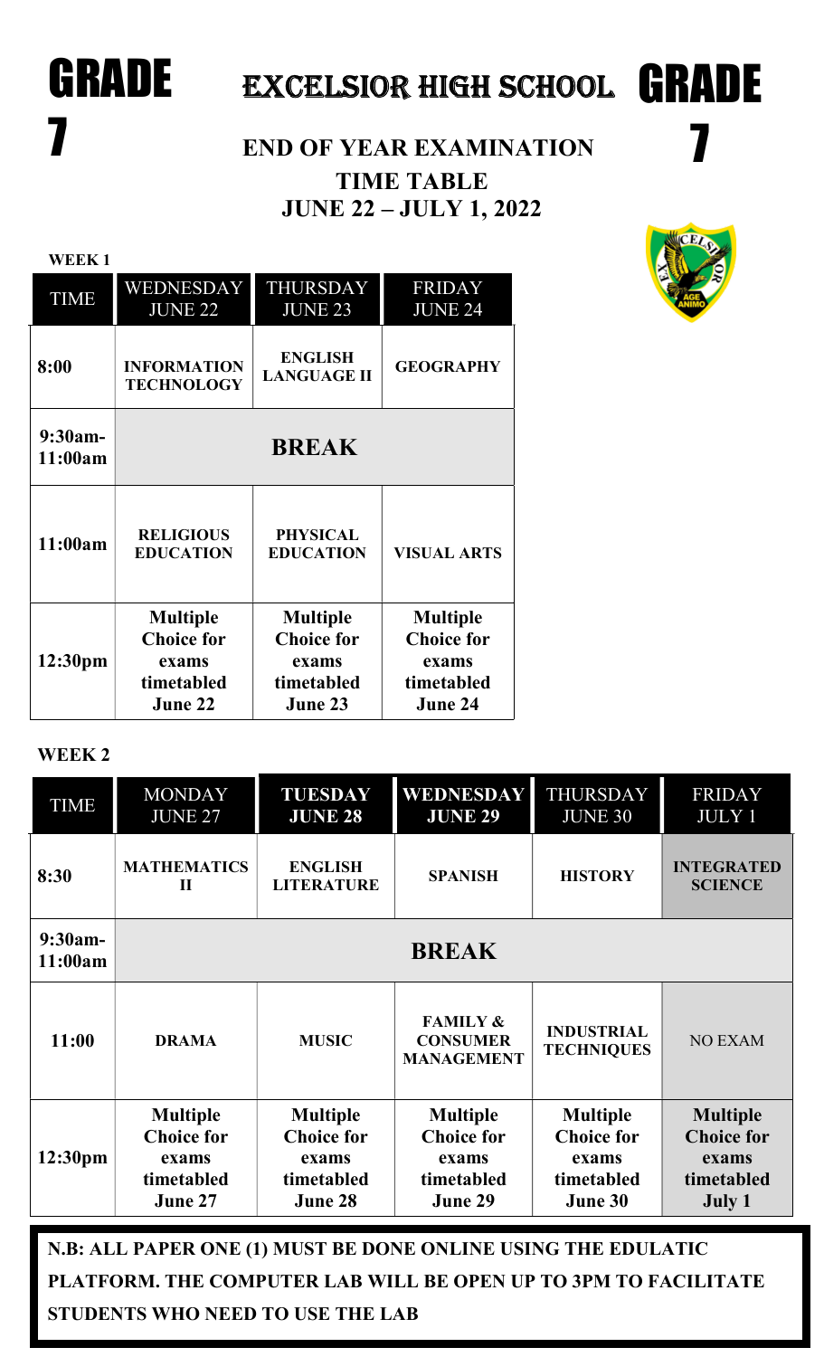# GRADE 7 — EXCELSIOR HIGH SCHOOL — GRADE 7

## END OF YEAR EXAMINATION TIME TABLE
## JUNE 22 – JULY 1, 2022

**WEEK 1**

| TIME | WEDNESDAY JUNE 22 | THURSDAY JUNE 23 | FRIDAY JUNE 24 |
|---|---|---|---|
| **8:00** | **INFORMATION TECHNOLOGY** | **ENGLISH LANGUAGE II** | **GEOGRAPHY** |
| **9:30am-11:00am** | **BREAK** | | |
| **11:00am** | **RELIGIOUS EDUCATION** | **PHYSICAL EDUCATION** | **VISUAL ARTS** |
| **12:30pm** | **Multiple Choice for exams timetabled June 22** | **Multiple Choice for exams timetabled June 23** | **Multiple Choice for exams timetabled June 24** |

**WEEK 2**

| TIME | MONDAY JUNE 27 | TUESDAY JUNE 28 | WEDNESDAY JUNE 29 | THURSDAY JUNE 30 | FRIDAY JULY 1 |
|---|---|---|---|---|---|
| **8:30** | **MATHEMATICS II** | **ENGLISH LITERATURE** | **SPANISH** | **HISTORY** | **INTEGRATED SCIENCE** |
| **9:30am-11:00am** | **BREAK** | | | | |
| **11:00** | **DRAMA** | **MUSIC** | **FAMILY & CONSUMER MANAGEMENT** | **INDUSTRIAL TECHNIQUES** | NO EXAM |
| **12:30pm** | **Multiple Choice for exams timetabled June 27** | **Multiple Choice for exams timetabled June 28** | **Multiple Choice for exams timetabled June 29** | **Multiple Choice for exams timetabled June 30** | **Multiple Choice for exams timetabled July 1** |

**N.B: ALL PAPER ONE (1) MUST BE DONE ONLINE USING THE EDULATIC PLATFORM. THE COMPUTER LAB WILL BE OPEN UP TO 3PM TO FACILITATE STUDENTS WHO NEED TO USE THE LAB**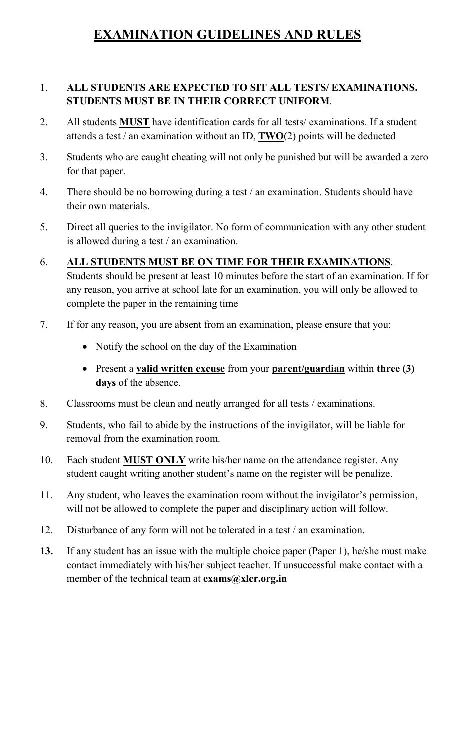# EXAMINATION GUIDELINES AND RULES

1. **ALL STUDENTS ARE EXPECTED TO SIT ALL TESTS/ EXAMINATIONS. STUDENTS MUST BE IN THEIR CORRECT UNIFORM**.

2. All students **MUST** have identification cards for all tests/ examinations. If a student attends a test / an examination without an ID, **TWO**(2) points will be deducted

3. Students who are caught cheating will not only be punished but will be awarded a zero for that paper.

4. There should be no borrowing during a test / an examination. Students should have their own materials.

5. Direct all queries to the invigilator. No form of communication with any other student is allowed during a test / an examination.

6. **ALL STUDENTS MUST BE ON TIME FOR THEIR EXAMINATIONS**. Students should be present at least 10 minutes before the start of an examination. If for any reason, you arrive at school late for an examination, you will only be allowed to complete the paper in the remaining time

7. If for any reason, you are absent from an examination, please ensure that you:
   - Notify the school on the day of the Examination
   - Present a **valid written excuse** from your **parent/guardian** within **three (3) days** of the absence.

8. Classrooms must be clean and neatly arranged for all tests / examinations.

9. Students, who fail to abide by the instructions of the invigilator, will be liable for removal from the examination room.

10. Each student **MUST ONLY** write his/her name on the attendance register. Any student caught writing another student's name on the register will be penalize.

11. Any student, who leaves the examination room without the invigilator's permission, will not be allowed to complete the paper and disciplinary action will follow.

12. Disturbance of any form will not be tolerated in a test / an examination.

13. If any student has an issue with the multiple choice paper (Paper 1), he/she must make contact immediately with his/her subject teacher. If unsuccessful make contact with a member of the technical team at **exams@xlcr.org.in**